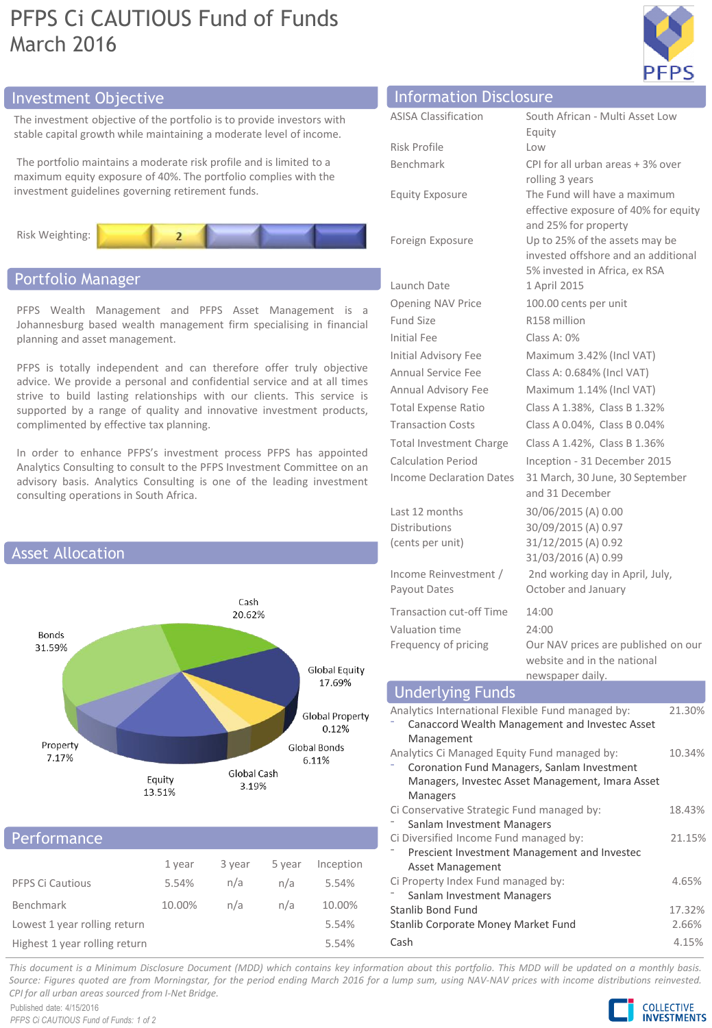# PFPS Ci CAUTIOUS Fund of Funds
March 2016

## Investment Objective

The investment objective of the portfolio is to provide investors with stable capital growth while maintaining a moderate level of income.

The portfolio maintains a moderate risk profile and is limited to a maximum equity exposure of 40%. The portfolio complies with the investment guidelines governing retirement funds.

Risk Weighting: 2

## Portfolio Manager

PFPS Wealth Management and PFPS Asset Management is a Johannesburg based wealth management firm specialising in financial planning and asset management.

PFPS is totally independent and can therefore offer truly objective advice. We provide a personal and confidential service and at all times strive to build lasting relationships with our clients. This service is supported by a range of quality and innovative investment products, complimented by effective tax planning.

In order to enhance PFPS's investment process PFPS has appointed Analytics Consulting to consult to the PFPS Investment Committee on an advisory basis. Analytics Consulting is one of the leading investment consulting operations in South Africa.

## Asset Allocation

| Asset | Allocation |
|---|---|
| Cash | 20.62% |
| Global Equity | 17.69% |
| Global Property | 0.12% |
| Global Bonds | 6.11% |
| Global Cash | 3.19% |
| Equity | 13.51% |
| Property | 7.17% |
| Bonds | 31.59% |

## Performance

| | 1 year | 3 year | 5 year | Inception |
|---|---|---|---|---|
| PFPS Ci Cautious | 5.54% | n/a | n/a | 5.54% |
| Benchmark | 10.00% | n/a | n/a | 10.00% |
| Lowest 1 year rolling return | | | | 5.54% |
| Highest 1 year rolling return | | | | 5.54% |

## Information Disclosure

| | |
|---|---|
| ASISA Classification | South African - Multi Asset Low Equity |
| Risk Profile | Low |
| Benchmark | CPI for all urban areas + 3% over rolling 3 years |
| Equity Exposure | The Fund will have a maximum effective exposure of 40% for equity and 25% for property |
| Foreign Exposure | Up to 25% of the assets may be invested offshore and an additional 5% invested in Africa, ex RSA |
| Launch Date | 1 April 2015 |
| Opening NAV Price | 100.00 cents per unit |
| Fund Size | R158 million |
| Initial Fee | Class A: 0% |
| Initial Advisory Fee | Maximum 3.42% (Incl VAT) |
| Annual Service Fee | Class A: 0.684% (Incl VAT) |
| Annual Advisory Fee | Maximum 1.14% (Incl VAT) |
| Total Expense Ratio | Class A 1.38%, Class B 1.32% |
| Transaction Costs | Class A 0.04%, Class B 0.04% |
| Total Investment Charge | Class A 1.42%, Class B 1.36% |
| Calculation Period | Inception - 31 December 2015 |
| Income Declaration Dates | 31 March, 30 June, 30 September and 31 December |
| Last 12 months Distributions (cents per unit) | 30/06/2015 (A) 0.00<br>30/09/2015 (A) 0.97<br>31/12/2015 (A) 0.92<br>31/03/2016 (A) 0.99 |
| Income Reinvestment / Payout Dates | 2nd working day in April, July, October and January |
| Transaction cut-off Time | 14:00 |
| Valuation time | 24:00 |
| Frequency of pricing | Our NAV prices are published on our website and in the national newspaper daily. |

## Underlying Funds

| Fund | Weight |
|---|---|
| Analytics International Flexible Fund managed by:<br>- Canaccord Wealth Management and Investec Asset Management | 21.30% |
| Analytics Ci Managed Equity Fund managed by:<br>- Coronation Fund Managers, Sanlam Investment Managers, Investec Asset Management, Imara Asset Managers | 10.34% |
| Ci Conservative Strategic Fund managed by:<br>- Sanlam Investment Managers | 18.43% |
| Ci Diversified Income Fund managed by:<br>- Prescient Investment Management and Investec Asset Management | 21.15% |
| Ci Property Index Fund managed by:<br>- Sanlam Investment Managers | 4.65% |
| Stanlib Bond Fund | 17.32% |
| Stanlib Corporate Money Market Fund | 2.66% |
| Cash | 4.15% |

*This document is a Minimum Disclosure Document (MDD) which contains key information about this portfolio. This MDD will be updated on a monthly basis. Source: Figures quoted are from Morningstar, for the period ending March 2016 for a lump sum, using NAV-NAV prices with income distributions reinvested. CPI for all urban areas sourced from I-Net Bridge.*

Published date: 4/15/2016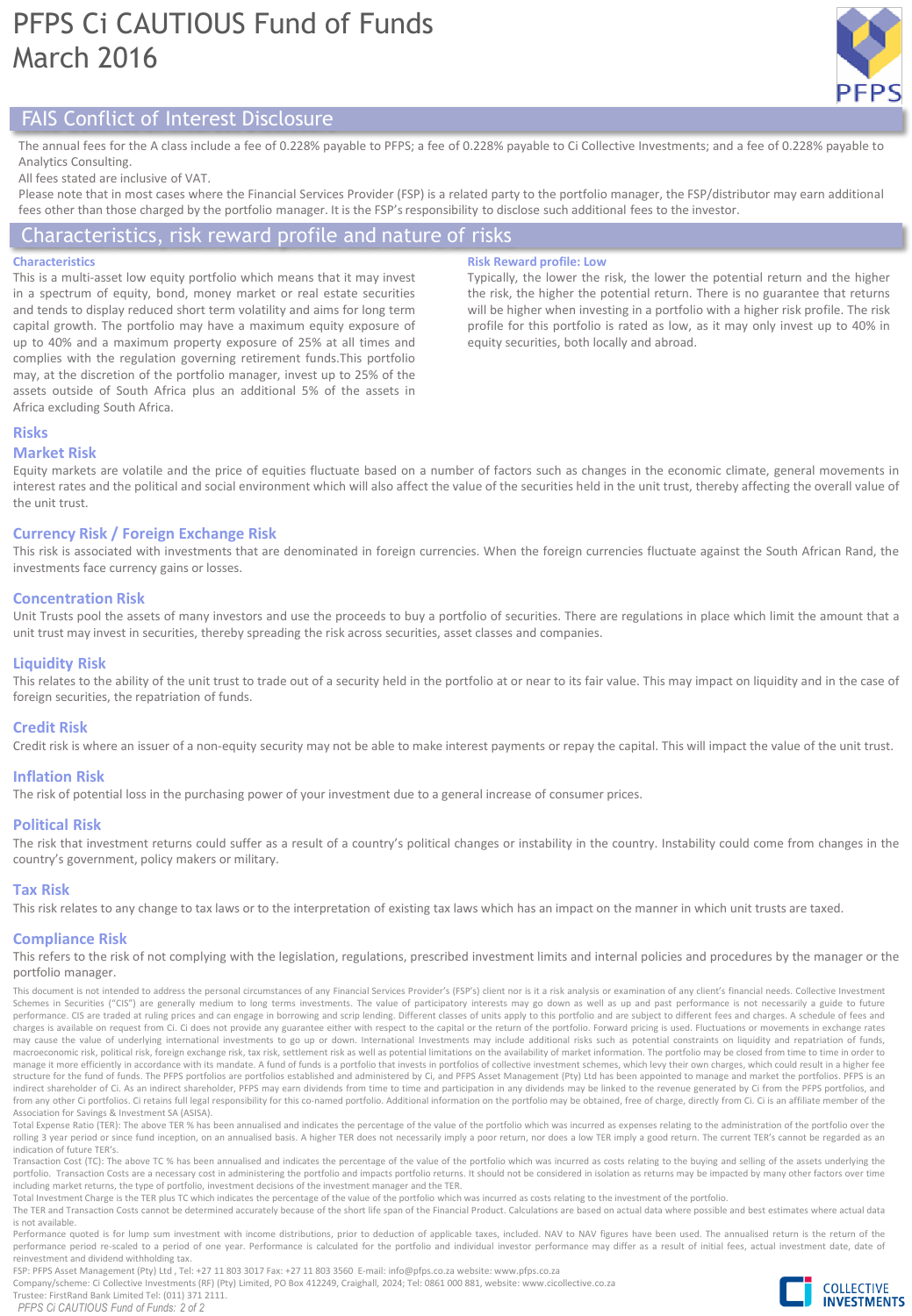# PFPS Ci CAUTIOUS Fund of Funds
March 2016

## FAIS Conflict of Interest Disclosure

The annual fees for the A class include a fee of 0.228% payable to PFPS; a fee of 0.228% payable to Ci Collective Investments; and a fee of 0.228% payable to Analytics Consulting.

All fees stated are inclusive of VAT.

Please note that in most cases where the Financial Services Provider (FSP) is a related party to the portfolio manager, the FSP/distributor may earn additional fees other than those charged by the portfolio manager. It is the FSP's responsibility to disclose such additional fees to the investor.

## Characteristics, risk reward profile and nature of risks

### Characteristics

This is a multi-asset low equity portfolio which means that it may invest in a spectrum of equity, bond, money market or real estate securities and tends to display reduced short term volatility and aims for long term capital growth. The portfolio may have a maximum equity exposure of up to 40% and a maximum property exposure of 25% at all times and complies with the regulation governing retirement funds.This portfolio may, at the discretion of the portfolio manager, invest up to 25% of the assets outside of South Africa plus an additional 5% of the assets in Africa excluding South Africa.

### Risk Reward profile: Low

Typically, the lower the risk, the lower the potential return and the higher the risk, the higher the potential return. There is no guarantee that returns will be higher when investing in a portfolio with a higher risk profile. The risk profile for this portfolio is rated as low, as it may only invest up to 40% in equity securities, both locally and abroad.

### Risks

### Market Risk

Equity markets are volatile and the price of equities fluctuate based on a number of factors such as changes in the economic climate, general movements in interest rates and the political and social environment which will also affect the value of the securities held in the unit trust, thereby affecting the overall value of the unit trust.

### Currency Risk / Foreign Exchange Risk

This risk is associated with investments that are denominated in foreign currencies. When the foreign currencies fluctuate against the South African Rand, the investments face currency gains or losses.

### Concentration Risk

Unit Trusts pool the assets of many investors and use the proceeds to buy a portfolio of securities. There are regulations in place which limit the amount that a unit trust may invest in securities, thereby spreading the risk across securities, asset classes and companies.

### Liquidity Risk

This relates to the ability of the unit trust to trade out of a security held in the portfolio at or near to its fair value. This may impact on liquidity and in the case of foreign securities, the repatriation of funds.

### Credit Risk

Credit risk is where an issuer of a non-equity security may not be able to make interest payments or repay the capital. This will impact the value of the unit trust.

### Inflation Risk

The risk of potential loss in the purchasing power of your investment due to a general increase of consumer prices.

### Political Risk

The risk that investment returns could suffer as a result of a country's political changes or instability in the country. Instability could come from changes in the country's government, policy makers or military.

### Tax Risk

This risk relates to any change to tax laws or to the interpretation of existing tax laws which has an impact on the manner in which unit trusts are taxed.

### Compliance Risk

This refers to the risk of not complying with the legislation, regulations, prescribed investment limits and internal policies and procedures by the manager or the portfolio manager.

This document is not intended to address the personal circumstances of any Financial Services Provider's (FSP's) client nor is it a risk analysis or examination of any client's financial needs. Collective Investment Schemes in Securities ("CIS") are generally medium to long terms investments. The value of participatory interests may go down as well as up and past performance is not necessarily a guide to future performance. CIS are traded at ruling prices and can engage in borrowing and scrip lending. Different classes of units apply to this portfolio and are subject to different fees and charges. A schedule of fees and charges is available on request from Ci. Ci does not provide any guarantee either with respect to the capital or the return of the portfolio. Forward pricing is used. Fluctuations or movements in exchange rates may cause the value of underlying international investments to go up or down. International Investments may include additional risks such as potential constraints on liquidity and repatriation of funds, macroeconomic risk, political risk, foreign exchange risk, tax risk, settlement risk as well as potential limitations on the availability of market information. The portfolio may be closed from time to time in order to manage it more efficiently in accordance with its mandate. A fund of funds is a portfolio that invests in portfolios of collective investment schemes, which levy their own charges, which could result in a higher fee structure for the fund of funds. The PFPS portfolios are portfolios established and administered by Ci, and PFPS Asset Management (Pty) Ltd has been appointed to manage and market the portfolios. PFPS is an indirect shareholder of Ci. As an indirect shareholder, PFPS may earn dividends from time to time and participation in any dividends may be linked to the revenue generated by Ci from the PFPS portfolios, and from any other Ci portfolios. Ci retains full legal responsibility for this co-named portfolio. Additional information on the portfolio may be obtained, free of charge, directly from Ci. Ci is an affiliate member of the Association for Savings & Investment SA (ASISA).

Total Expense Ratio (TER): The above TER % has been annualised and indicates the percentage of the value of the portfolio which was incurred as expenses relating to the administration of the portfolio over the rolling 3 year period or since fund inception, on an annualised basis. A higher TER does not necessarily imply a poor return, nor does a low TER imply a good return. The current TER's cannot be regarded as an indication of future TER's.

Transaction Cost (TC): The above TC % has been annualised and indicates the percentage of the value of the portfolio which was incurred as costs relating to the buying and selling of the assets underlying the portfolio. Transaction Costs are a necessary cost in administering the portfolio and impacts portfolio returns. It should not be considered in isolation as returns may be impacted by many other factors over time including market returns, the type of portfolio, investment decisions of the investment manager and the TER.

Total Investment Charge is the TER plus TC which indicates the percentage of the value of the portfolio which was incurred as costs relating to the investment of the portfolio.

The TER and Transaction Costs cannot be determined accurately because of the short life span of the Financial Product. Calculations are based on actual data where possible and best estimates where actual data is not available.

Performance quoted is for lump sum investment with income distributions, prior to deduction of applicable taxes, included. NAV to NAV figures have been used. The annualised return is the return of the performance period re-scaled to a period of one year. Performance is calculated for the portfolio and individual investor performance may differ as a result of initial fees, actual investment date, date of reinvestment and dividend withholding tax.

FSP: PFPS Asset Management (Pty) Ltd , Tel: +27 11 803 3017 Fax: +27 11 803 3560 E-mail: info@pfps.co.za website: www.pfps.co.za

Company/scheme: Ci Collective Investments (RF) (Pty) Limited, PO Box 412249, Craighall, 2024; Tel: 0861 000 881, website: www.cicollective.co.za

Trustee: FirstRand Bank Limited Tel: (011) 371 2111.